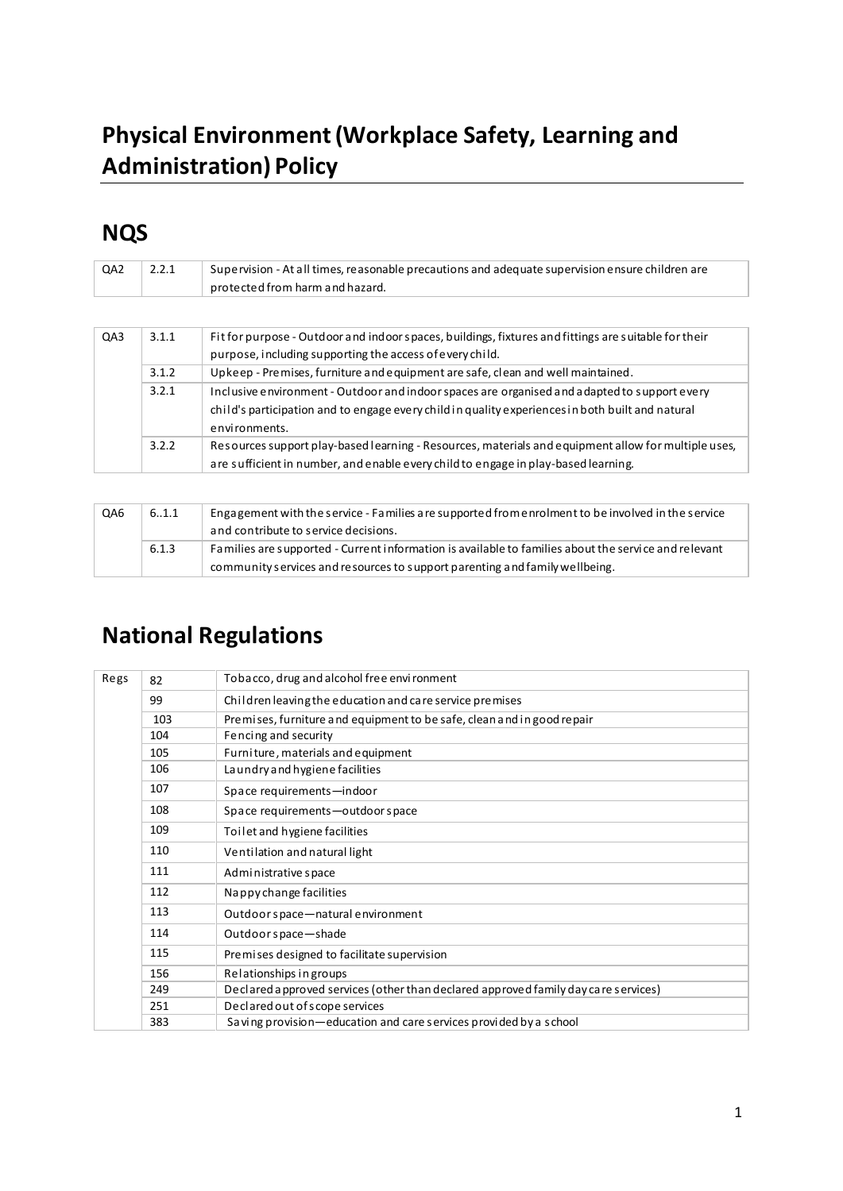# Physical Environment (Workplace Safety, Learning and Administration) Policy

## NQS

| | | |
|---|---|---|
| QA2 | 2.2.1 | Supervision - At all times, reasonable precautions and adequate supervision ensure children are protected from harm and hazard. |

| | | |
|---|---|---|
| QA3 | 3.1.1 | Fit for purpose - Outdoor and indoor spaces, buildings, fixtures and fittings are suitable for their purpose, including supporting the access of every child. |
| | 3.1.2 | Upkeep - Premises, furniture and equipment are safe, clean and well maintained. |
| | 3.2.1 | Inclusive environment - Outdoor and indoor spaces are organised and adapted to support every child's participation and to engage every child in quality experiences in both built and natural environments. |
| | 3.2.2 | Resources support play-based learning - Resources, materials and equipment allow for multiple uses, are sufficient in number, and enable every child to engage in play-based learning. |

| | | |
|---|---|---|
| QA6 | 6..1.1 | Engagement with the service - Families are supported from enrolment to be involved in the service and contribute to service decisions. |
| | 6.1.3 | Families are supported - Current information is available to families about the service and relevant community services and resources to support parenting and family wellbeing. |

## National Regulations

| | | |
|---|---|---|
| Regs | 82 | Tobacco, drug and alcohol free environment |
| | 99 | Children leaving the education and care service premises |
| | 103 | Premises, furniture and equipment to be safe, clean and in good repair |
| | 104 | Fencing and security |
| | 105 | Furniture, materials and equipment |
| | 106 | Laundry and hygiene facilities |
| | 107 | Space requirements—indoor |
| | 108 | Space requirements—outdoor space |
| | 109 | Toilet and hygiene facilities |
| | 110 | Ventilation and natural light |
| | 111 | Administrative space |
| | 112 | Nappy change facilities |
| | 113 | Outdoor space—natural environment |
| | 114 | Outdoor space—shade |
| | 115 | Premises designed to facilitate supervision |
| | 156 | Relationships in groups |
| | 249 | Declared approved services (other than declared approved family day care services) |
| | 251 | Declared out of scope services |
| | 383 | Saving provision—education and care services provided by a school |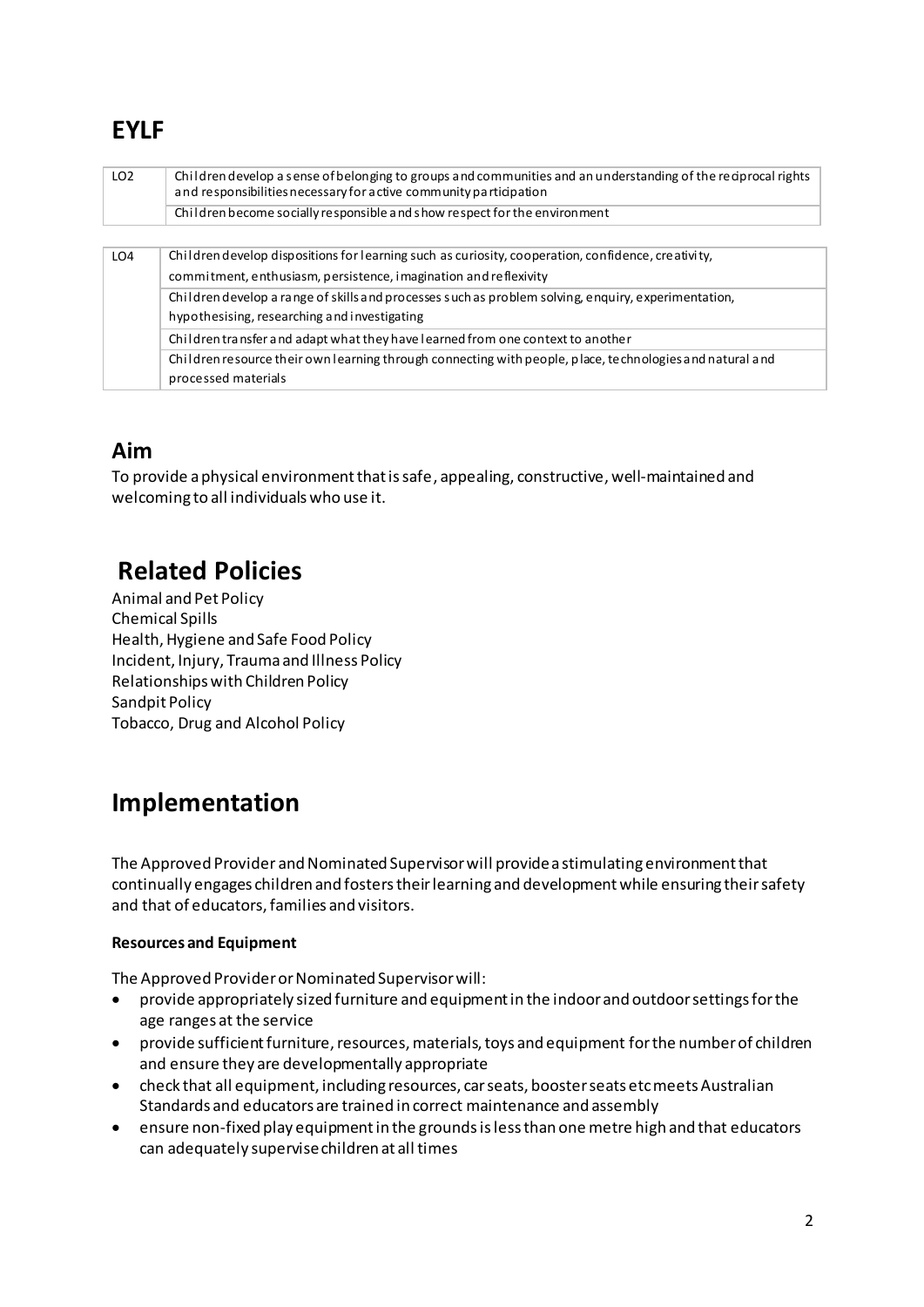# EYLF

| | |
|---|---|
| LO2 | Children develop a sense of belonging to groups and communities and an understanding of the reciprocal rights and responsibilities necessary for active community participation |
| | Children become socially responsible and show respect for the environment |

| | |
|---|---|
| LO4 | Children develop dispositions for learning such as curiosity, cooperation, confidence, creativity, commitment, enthusiasm, persistence, imagination and reflexivity |
| | Children develop a range of skills and processes such as problem solving, enquiry, experimentation, hypothesising, researching and investigating |
| | Children transfer and adapt what they have learned from one context to another |
| | Children resource their own learning through connecting with people, place, technologies and natural and processed materials |

## Aim

To provide a physical environment that is safe, appealing, constructive, well-maintained and welcoming to all individuals who use it.

# Related Policies

Animal and Pet Policy
Chemical Spills
Health, Hygiene and Safe Food Policy
Incident, Injury, Trauma and Illness Policy
Relationships with Children Policy
Sandpit Policy
Tobacco, Drug and Alcohol Policy

# Implementation

The Approved Provider and Nominated Supervisor will provide a stimulating environment that continually engages children and fosters their learning and development while ensuring their safety and that of educators, families and visitors.

**Resources and Equipment**

The Approved Provider or Nominated Supervisor will:

- provide appropriately sized furniture and equipment in the indoor and outdoor settings for the age ranges at the service
- provide sufficient furniture, resources, materials, toys and equipment for the number of children and ensure they are developmentally appropriate
- check that all equipment, including resources, car seats, booster seats etc meets Australian Standards and educators are trained in correct maintenance and assembly
- ensure non-fixed play equipment in the grounds is less than one metre high and that educators can adequately supervise children at all times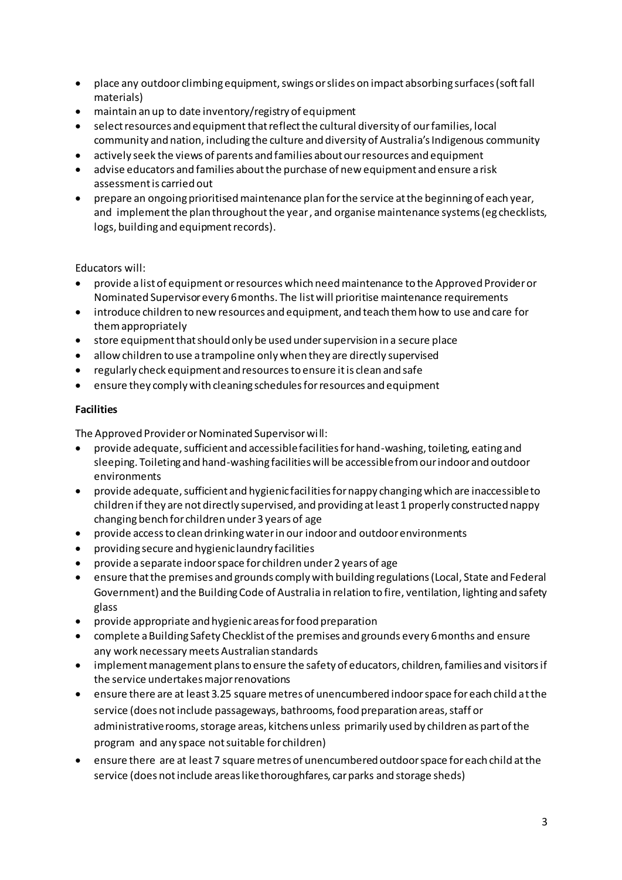- place any outdoor climbing equipment, swings or slides on impact absorbing surfaces (soft fall materials)
- maintain an up to date inventory/registry of equipment
- select resources and equipment that reflect the cultural diversity of our families, local community and nation, including the culture and diversity of Australia's Indigenous community
- actively seek the views of parents and families about our resources and equipment
- advise educators and families about the purchase of new equipment and ensure a risk assessment is carried out
- prepare an ongoing prioritised maintenance plan for the service at the beginning of each year, and implement the plan throughout the year, and organise maintenance systems (eg checklists, logs, building and equipment records).

Educators will:

- provide a list of equipment or resources which need maintenance to the Approved Provider or Nominated Supervisor every 6 months. The list will prioritise maintenance requirements
- introduce children to new resources and equipment, and teach them how to use and care for them appropriately
- store equipment that should only be used under supervision in a secure place
- allow children to use a trampoline only when they are directly supervised
- regularly check equipment and resources to ensure it is clean and safe
- ensure they comply with cleaning schedules for resources and equipment

**Facilities**

The Approved Provider or Nominated Supervisor will:

- provide adequate, sufficient and accessible facilities for hand-washing, toileting, eating and sleeping. Toileting and hand-washing facilities will be accessible from our indoor and outdoor environments
- provide adequate, sufficient and hygienic facilities for nappy changing which are inaccessible to children if they are not directly supervised, and providing at least 1 properly constructed nappy changing bench for children under 3 years of age
- provide access to clean drinking water in our indoor and outdoor environments
- providing secure and hygienic laundry facilities
- provide a separate indoor space for children under 2 years of age
- ensure that the premises and grounds comply with building regulations (Local, State and Federal Government) and the Building Code of Australia in relation to fire, ventilation, lighting and safety glass
- provide appropriate and hygienic areas for food preparation
- complete a Building Safety Checklist of the premises and grounds every 6 months and ensure any work necessary meets Australian standards
- implement management plans to ensure the safety of educators, children, families and visitors if the service undertakes major renovations
- ensure there are at least 3.25 square metres of unencumbered indoor space for each child at the service (does not include passageways, bathrooms, food preparation areas, staff or administrative rooms, storage areas, kitchens unless primarily used by children as part of the program and any space not suitable for children)
- ensure there are at least 7 square metres of unencumbered outdoor space for each child at the service (does not include areas like thoroughfares, car parks and storage sheds)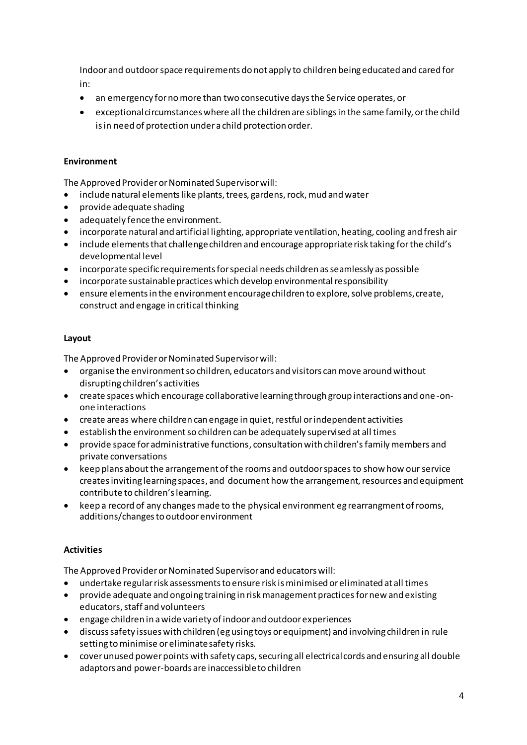Indoor and outdoor space requirements do not apply to children being educated and cared for in:

- an emergency for no more than two consecutive days the Service operates, or
- exceptional circumstances where all the children are siblings in the same family, or the child is in need of protection under a child protection order.

**Environment**

The Approved Provider or Nominated Supervisor will:

- include natural elements like plants, trees, gardens, rock, mud and water
- provide adequate shading
- adequately fence the environment.
- incorporate natural and artificial lighting, appropriate ventilation, heating, cooling and fresh air
- include elements that challenge children and encourage appropriate risk taking for the child's developmental level
- incorporate specific requirements for special needs children as seamlessly as possible
- incorporate sustainable practices which develop environmental responsibility
- ensure elements in the environment encourage children to explore, solve problems, create, construct and engage in critical thinking

**Layout**

The Approved Provider or Nominated Supervisor will:

- organise the environment so children, educators and visitors can move around without disrupting children's activities
- create spaces which encourage collaborative learning through group interactions and one-on-one interactions
- create areas where children can engage in quiet, restful or independent activities
- establish the environment so children can be adequately supervised at all times
- provide space for administrative functions, consultation with children's family members and private conversations
- keep plans about the arrangement of the rooms and outdoor spaces to show how our service creates inviting learning spaces, and document how the arrangement, resources and equipment contribute to children's learning.
- keep a record of any changes made to the physical environment eg rearrangment of rooms, additions/changes to outdoor environment

**Activities**

The Approved Provider or Nominated Supervisor and educators will:

- undertake regular risk assessments to ensure risk is minimised or eliminated at all times
- provide adequate and ongoing training in risk management practices for new and existing educators, staff and volunteers
- engage children in a wide variety of indoor and outdoor experiences
- discuss safety issues with children (eg using toys or equipment) and involving children in rule setting to minimise or eliminate safety risks.
- cover unused power points with safety caps, securing all electrical cords and ensuring all double adaptors and power-boards are inaccessible to children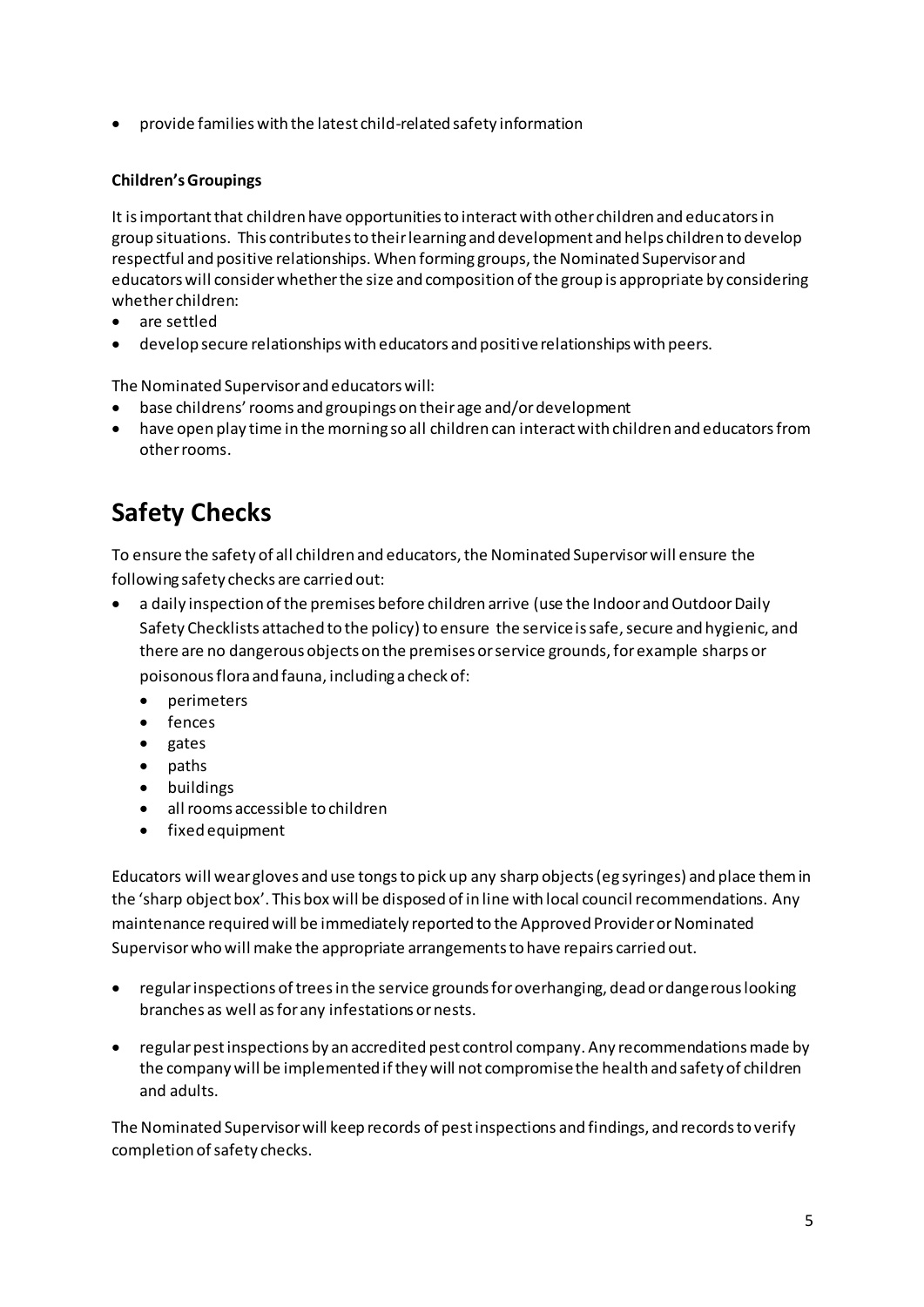- provide families with the latest child-related safety information

**Children's Groupings**

It is important that children have opportunities to interact with other children and educators in group situations. This contributes to their learning and development and helps children to develop respectful and positive relationships. When forming groups, the Nominated Supervisor and educators will consider whether the size and composition of the group is appropriate by considering whether children:

- are settled
- develop secure relationships with educators and positive relationships with peers.

The Nominated Supervisor and educators will:

- base childrens' rooms and groupings on their age and/or development
- have open play time in the morning so all children can interact with children and educators from other rooms.

# Safety Checks

To ensure the safety of all children and educators, the Nominated Supervisor will ensure the following safety checks are carried out:

- a daily inspection of the premises before children arrive (use the Indoor and Outdoor Daily Safety Checklists attached to the policy) to ensure the service is safe, secure and hygienic, and there are no dangerous objects on the premises or service grounds, for example sharps or poisonous flora and fauna, including a check of:
    - perimeters
    - fences
    - gates
    - paths
    - buildings
    - all rooms accessible to children
    - fixed equipment

Educators will wear gloves and use tongs to pick up any sharp objects (eg syringes) and place them in the 'sharp object box'. This box will be disposed of in line with local council recommendations. Any maintenance required will be immediately reported to the Approved Provider or Nominated Supervisor who will make the appropriate arrangements to have repairs carried out.

- regular inspections of trees in the service grounds for overhanging, dead or dangerous looking branches as well as for any infestations or nests.
- regular pest inspections by an accredited pest control company. Any recommendations made by the company will be implemented if they will not compromise the health and safety of children and adults.

The Nominated Supervisor will keep records of pest inspections and findings, and records to verify completion of safety checks.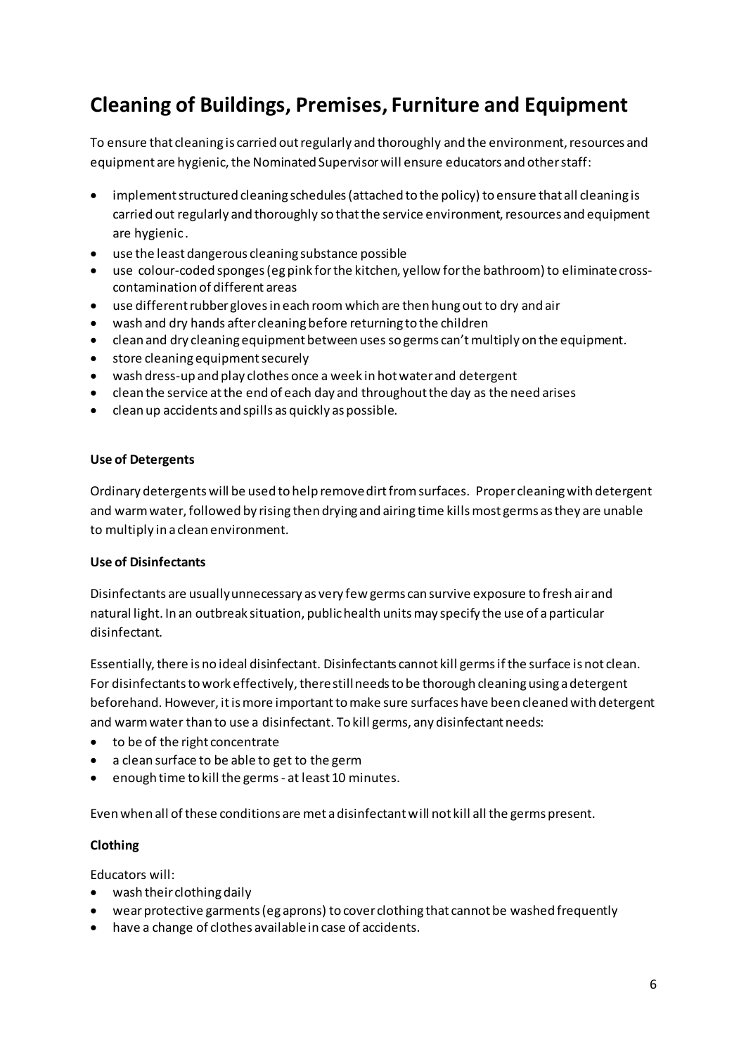# Cleaning of Buildings, Premises, Furniture and Equipment

To ensure that cleaning is carried out regularly and thoroughly and the environment, resources and equipment are hygienic, the Nominated Supervisor will ensure educators and other staff:

- implement structured cleaning schedules (attached to the policy) to ensure that all cleaning is carried out regularly and thoroughly so that the service environment, resources and equipment are hygienic.
- use the least dangerous cleaning substance possible
- use colour-coded sponges (eg pink for the kitchen, yellow for the bathroom) to eliminate cross-contamination of different areas
- use different rubber gloves in each room which are then hung out to dry and air
- wash and dry hands after cleaning before returning to the children
- clean and dry cleaning equipment between uses so germs can't multiply on the equipment.
- store cleaning equipment securely
- wash dress-up and play clothes once a week in hot water and detergent
- clean the service at the end of each day and throughout the day as the need arises
- clean up accidents and spills as quickly as possible.

**Use of Detergents**

Ordinary detergents will be used to help remove dirt from surfaces. Proper cleaning with detergent and warm water, followed by rising then drying and airing time kills most germs as they are unable to multiply in a clean environment.

**Use of Disinfectants**

Disinfectants are usually unnecessary as very few germs can survive exposure to fresh air and natural light. In an outbreak situation, public health units may specify the use of a particular disinfectant.

Essentially, there is no ideal disinfectant. Disinfectants cannot kill germs if the surface is not clean. For disinfectants to work effectively, there still needs to be thorough cleaning using a detergent beforehand. However, it is more important to make sure surfaces have been cleaned with detergent and warm water than to use a disinfectant. To kill germs, any disinfectant needs:

- to be of the right concentrate
- a clean surface to be able to get to the germ
- enough time to kill the germs - at least 10 minutes.

Even when all of these conditions are met a disinfectant will not kill all the germs present.

**Clothing**

Educators will:

- wash their clothing daily
- wear protective garments (eg aprons) to cover clothing that cannot be washed frequently
- have a change of clothes available in case of accidents.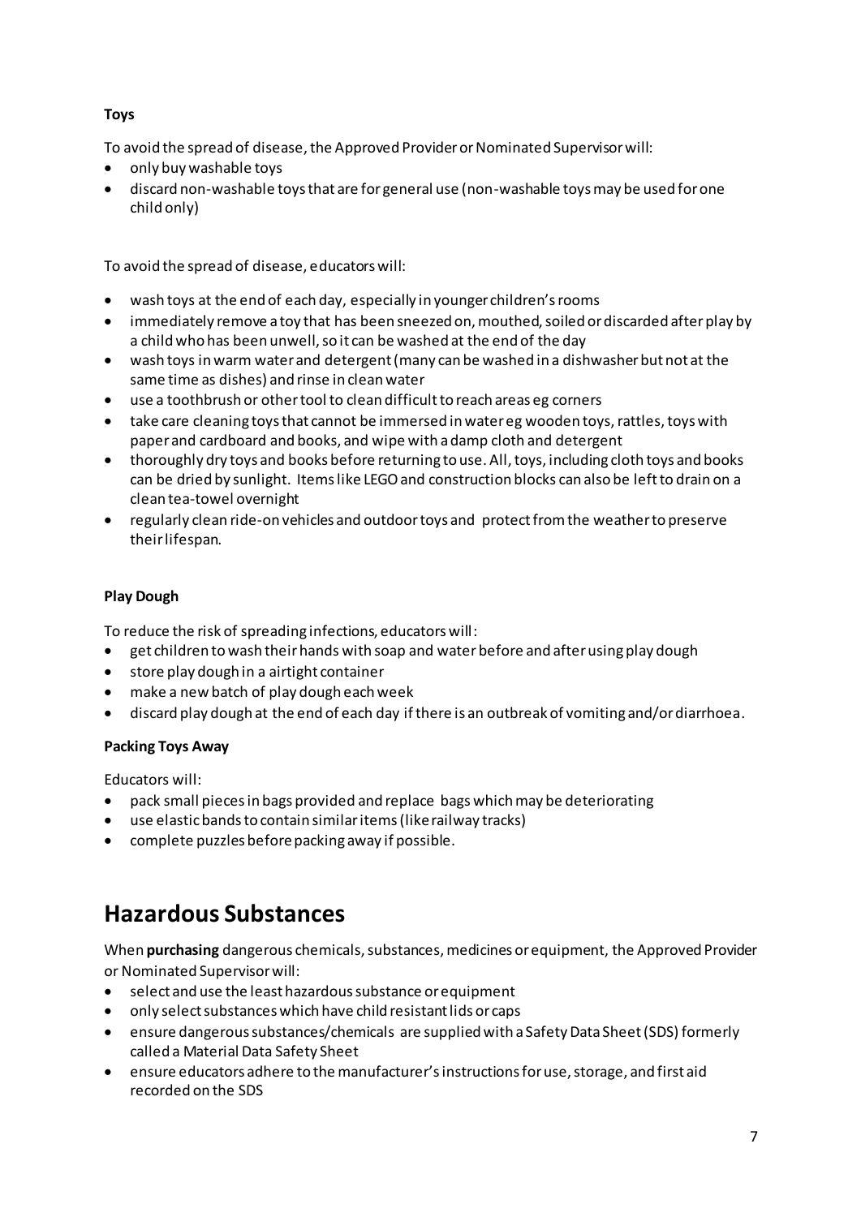**Toys**

To avoid the spread of disease, the Approved Provider or Nominated Supervisor will:

- only buy washable toys
- discard non-washable toys that are for general use (non-washable toys may be used for one child only)

To avoid the spread of disease, educators will:

- wash toys at the end of each day, especially in younger children's rooms
- immediately remove a toy that has been sneezed on, mouthed, soiled or discarded after play by a child who has been unwell, so it can be washed at the end of the day
- wash toys in warm water and detergent (many can be washed in a dishwasher but not at the same time as dishes) and rinse in clean water
- use a toothbrush or other tool to clean difficult to reach areas eg corners
- take care cleaning toys that cannot be immersed in water eg wooden toys, rattles, toys with paper and cardboard and books, and wipe with a damp cloth and detergent
- thoroughly dry toys and books before returning to use. All, toys, including cloth toys and books can be dried by sunlight. Items like LEGO and construction blocks can also be left to drain on a clean tea-towel overnight
- regularly clean ride-on vehicles and outdoor toys and protect from the weather to preserve their lifespan.

**Play Dough**

To reduce the risk of spreading infections, educators will:

- get children to wash their hands with soap and water before and after using play dough
- store play dough in a airtight container
- make a new batch of play dough each week
- discard play dough at the end of each day if there is an outbreak of vomiting and/or diarrhoea.

**Packing Toys Away**

Educators will:

- pack small pieces in bags provided and replace bags which may be deteriorating
- use elastic bands to contain similar items (like railway tracks)
- complete puzzles before packing away if possible.

# Hazardous Substances

When **purchasing** dangerous chemicals, substances, medicines or equipment, the Approved Provider or Nominated Supervisor will:

- select and use the least hazardous substance or equipment
- only select substances which have child resistant lids or caps
- ensure dangerous substances/chemicals are supplied with a Safety Data Sheet (SDS) formerly called a Material Data Safety Sheet
- ensure educators adhere to the manufacturer's instructions for use, storage, and first aid recorded on the SDS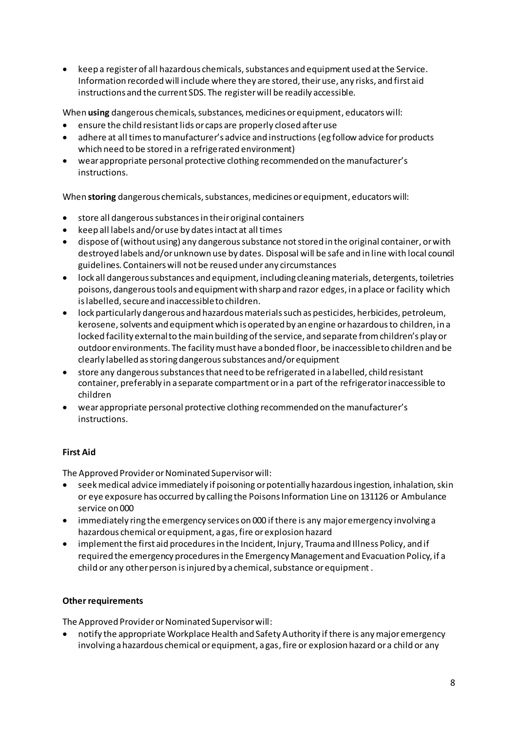- keep a register of all hazardous chemicals, substances and equipment used at the Service. Information recorded will include where they are stored, their use, any risks, and first aid instructions and the current SDS. The register will be readily accessible.

When **using** dangerous chemicals, substances, medicines or equipment, educators will:

- ensure the child resistant lids or caps are properly closed after use
- adhere at all times to manufacturer's advice and instructions (eg follow advice for products which need to be stored in a refrigerated environment)
- wear appropriate personal protective clothing recommended on the manufacturer's instructions.

When **storing** dangerous chemicals, substances, medicines or equipment, educators will:

- store all dangerous substances in their original containers
- keep all labels and/or use by dates intact at all times
- dispose of (without using) any dangerous substance not stored in the original container, or with destroyed labels and/or unknown use by dates. Disposal will be safe and in line with local council guidelines. Containers will not be reused under any circumstances
- lock all dangerous substances and equipment, including cleaning materials, detergents, toiletries poisons, dangerous tools and equipment with sharp and razor edges, in a place or facility which is labelled, secure and inaccessible to children.
- lock particularly dangerous and hazardous materials such as pesticides, herbicides, petroleum, kerosene, solvents and equipment which is operated by an engine or hazardous to children, in a locked facility external to the main building of the service, and separate from children's play or outdoor environments. The facility must have a bonded floor, be inaccessible to children and be clearly labelled as storing dangerous substances and/or equipment
- store any dangerous substances that need to be refrigerated in a labelled, child resistant container, preferably in a separate compartment or in a part of the refrigerator inaccessible to children
- wear appropriate personal protective clothing recommended on the manufacturer's instructions.

**First Aid**

The Approved Provider or Nominated Supervisor will:

- seek medical advice immediately if poisoning or potentially hazardous ingestion, inhalation, skin or eye exposure has occurred by calling the Poisons Information Line on 131126 or Ambulance service on 000
- immediately ring the emergency services on 000 if there is any major emergency involving a hazardous chemical or equipment, a gas, fire or explosion hazard
- implement the first aid procedures in the Incident, Injury, Trauma and Illness Policy, and if required the emergency procedures in the Emergency Management and Evacuation Policy, if a child or any other person is injured by a chemical, substance or equipment .

**Other requirements**

The Approved Provider or Nominated Supervisor will:

- notify the appropriate Workplace Health and Safety Authority if there is any major emergency involving a hazardous chemical or equipment, a gas, fire or explosion hazard or a child or any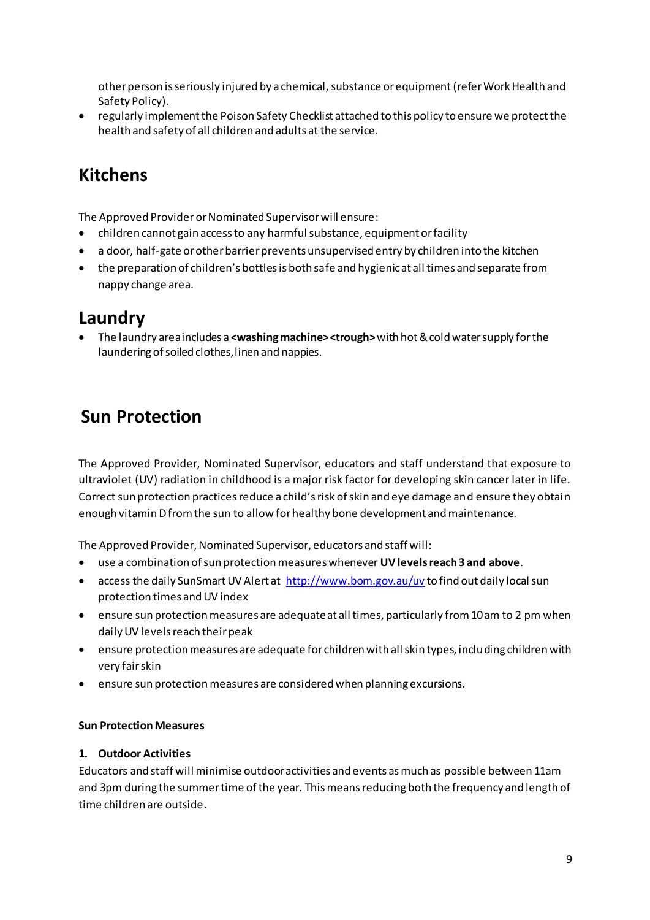other person is seriously injured by a chemical, substance or equipment (refer Work Health and Safety Policy).

- regularly implement the Poison Safety Checklist attached to this policy to ensure we protect the health and safety of all children and adults at the service.

## Kitchens

The Approved Provider or Nominated Supervisor will ensure:

- children cannot gain access to any harmful substance, equipment or facility
- a door, half-gate or other barrier prevents unsupervised entry by children into the kitchen
- the preparation of children's bottles is both safe and hygienic at all times and separate from nappy change area.

## Laundry

- The laundry area includes a **<washing machine> <trough>** with hot & cold water supply for the laundering of soiled clothes, linen and nappies.

## Sun Protection

The Approved Provider, Nominated Supervisor, educators and staff understand that exposure to ultraviolet (UV) radiation in childhood is a major risk factor for developing skin cancer later in life. Correct sun protection practices reduce a child's risk of skin and eye damage and ensure they obtain enough vitamin D from the sun to allow for healthy bone development and maintenance.

The Approved Provider, Nominated Supervisor, educators and staff will:

- use a combination of sun protection measures whenever **UV levels reach 3 and above**.
- access the daily SunSmart UV Alert at [http://www.bom.gov.au/uv](http://www.bom.gov.au/uv) to find out daily local sun protection times and UV index
- ensure sun protection measures are adequate at all times, particularly from 10am to 2 pm when daily UV levels reach their peak
- ensure protection measures are adequate for children with all skin types, including children with very fair skin
- ensure sun protection measures are considered when planning excursions.

**Sun Protection Measures**

**1. Outdoor Activities**

Educators and staff will minimise outdoor activities and events as much as possible between 11am and 3pm during the summer time of the year. This means reducing both the frequency and length of time children are outside.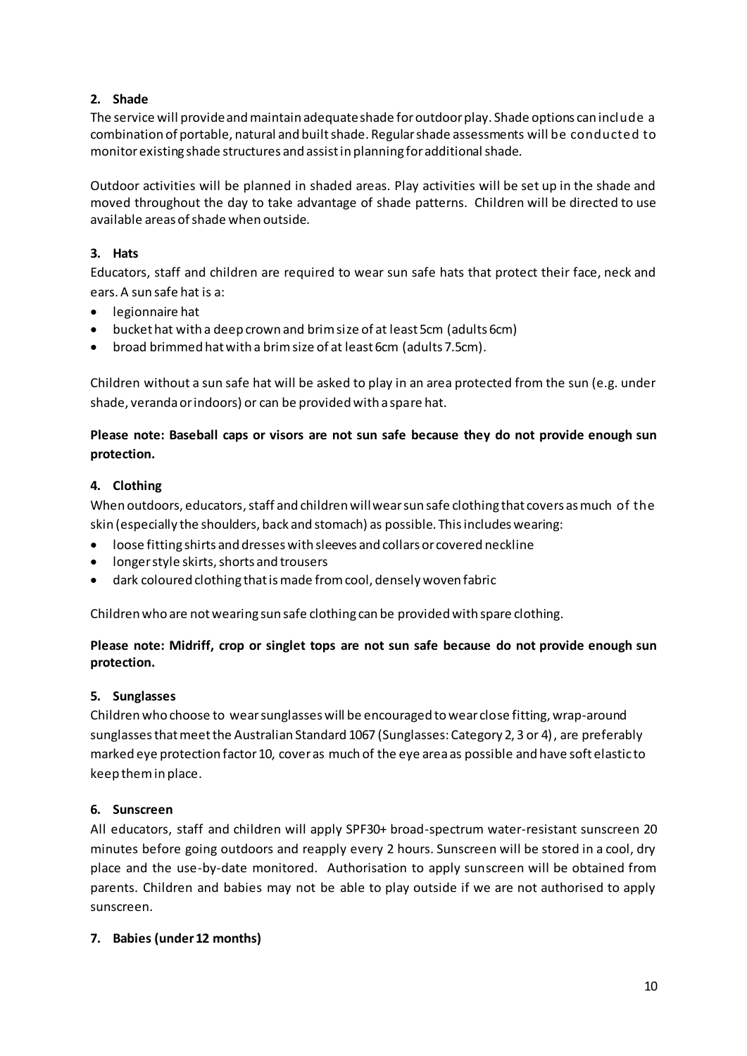## 2. Shade

The service will provide and maintain adequate shade for outdoor play. Shade options can include a combination of portable, natural and built shade. Regular shade assessments will be conducted to monitor existing shade structures and assist in planning for additional shade.

Outdoor activities will be planned in shaded areas. Play activities will be set up in the shade and moved throughout the day to take advantage of shade patterns. Children will be directed to use available areas of shade when outside.

## 3. Hats

Educators, staff and children are required to wear sun safe hats that protect their face, neck and ears. A sun safe hat is a:

- legionnaire hat
- bucket hat with a deep crown and brim size of at least 5cm (adults 6cm)
- broad brimmed hat with a brim size of at least 6cm (adults 7.5cm).

Children without a sun safe hat will be asked to play in an area protected from the sun (e.g. under shade, veranda or indoors) or can be provided with a spare hat.

**Please note: Baseball caps or visors are not sun safe because they do not provide enough sun protection.**

## 4. Clothing

When outdoors, educators, staff and children will wear sun safe clothing that covers as much of the skin (especially the shoulders, back and stomach) as possible. This includes wearing:

- loose fitting shirts and dresses with sleeves and collars or covered neckline
- longer style skirts, shorts and trousers
- dark coloured clothing that is made from cool, densely woven fabric

Children who are not wearing sun safe clothing can be provided with spare clothing.

**Please note: Midriff, crop or singlet tops are not sun safe because do not provide enough sun protection.**

## 5. Sunglasses

Children who choose to wear sunglasses will be encouraged to wear close fitting, wrap-around sunglasses that meet the Australian Standard 1067 (Sunglasses: Category 2, 3 or 4), are preferably marked eye protection factor 10, cover as much of the eye area as possible and have soft elastic to keep them in place.

## 6. Sunscreen

All educators, staff and children will apply SPF30+ broad-spectrum water-resistant sunscreen 20 minutes before going outdoors and reapply every 2 hours. Sunscreen will be stored in a cool, dry place and the use-by-date monitored. Authorisation to apply sunscreen will be obtained from parents. Children and babies may not be able to play outside if we are not authorised to apply sunscreen.

## 7. Babies (under 12 months)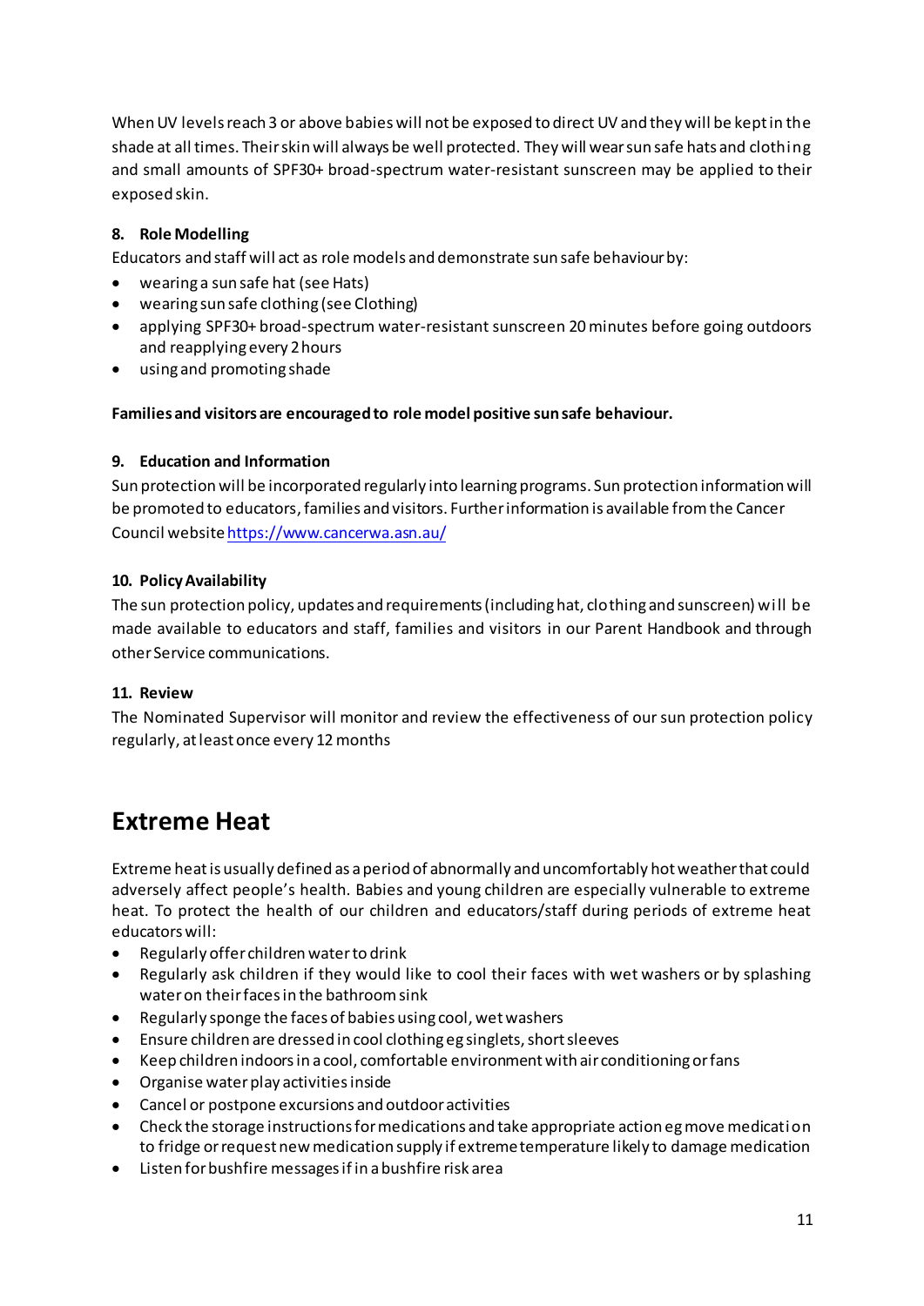When UV levels reach 3 or above babies will not be exposed to direct UV and they will be kept in the shade at all times. Their skin will always be well protected. They will wear sun safe hats and clothing and small amounts of SPF30+ broad-spectrum water-resistant sunscreen may be applied to their exposed skin.

### 8. Role Modelling

Educators and staff will act as role models and demonstrate sun safe behaviour by:

- wearing a sun safe hat (see Hats)
- wearing sun safe clothing (see Clothing)
- applying SPF30+ broad-spectrum water-resistant sunscreen 20 minutes before going outdoors and reapplying every 2 hours
- using and promoting shade

**Families and visitors are encouraged to role model positive sun safe behaviour.**

### 9. Education and Information

Sun protection will be incorporated regularly into learning programs. Sun protection information will be promoted to educators, families and visitors. Further information is available from the Cancer Council website https://www.cancerwa.asn.au/

### 10. Policy Availability

The sun protection policy, updates and requirements (including hat, clothing and sunscreen) will be made available to educators and staff, families and visitors in our Parent Handbook and through other Service communications.

### 11. Review

The Nominated Supervisor will monitor and review the effectiveness of our sun protection policy regularly, at least once every 12 months

# Extreme Heat

Extreme heat is usually defined as a period of abnormally and uncomfortably hot weather that could adversely affect people's health. Babies and young children are especially vulnerable to extreme heat. To protect the health of our children and educators/staff during periods of extreme heat educators will:

- Regularly offer children water to drink
- Regularly ask children if they would like to cool their faces with wet washers or by splashing water on their faces in the bathroom sink
- Regularly sponge the faces of babies using cool, wet washers
- Ensure children are dressed in cool clothing eg singlets, short sleeves
- Keep children indoors in a cool, comfortable environment with air conditioning or fans
- Organise water play activities inside
- Cancel or postpone excursions and outdoor activities
- Check the storage instructions for medications and take appropriate action eg move medication to fridge or request new medication supply if extreme temperature likely to damage medication
- Listen for bushfire messages if in a bushfire risk area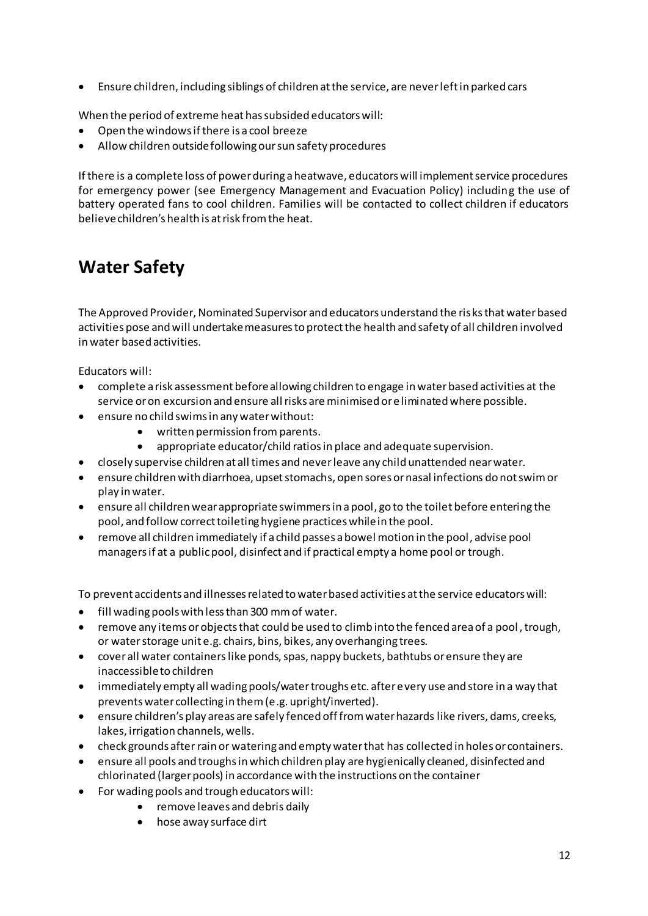- Ensure children, including siblings of children at the service, are never left in parked cars

When the period of extreme heat has subsided educators will:

- Open the windows if there is a cool breeze
- Allow children outside following our sun safety procedures

If there is a complete loss of power during a heatwave, educators will implement service procedures for emergency power (see Emergency Management and Evacuation Policy) including the use of battery operated fans to cool children. Families will be contacted to collect children if educators believe children's health is at risk from the heat.

## Water Safety

The Approved Provider, Nominated Supervisor and educators understand the risks that water based activities pose and will undertake measures to protect the health and safety of all children involved in water based activities.

Educators will:

- complete a risk assessment before allowing children to engage in water based activities at the service or on excursion and ensure all risks are minimised or eliminated where possible.
- ensure no child swims in any water without:
    - written permission from parents.
    - appropriate educator/child ratios in place and adequate supervision.
- closely supervise children at all times and never leave any child unattended near water.
- ensure children with diarrhoea, upset stomachs, open sores or nasal infections do not swim or play in water.
- ensure all children wear appropriate swimmers in a pool, go to the toilet before entering the pool, and follow correct toileting hygiene practices while in the pool.
- remove all children immediately if a child passes a bowel motion in the pool, advise pool managers if at a public pool, disinfect and if practical empty a home pool or trough.

To prevent accidents and illnesses related to water based activities at the service educators will:

- fill wading pools with less than 300 mm of water.
- remove any items or objects that could be used to climb into the fenced area of a pool, trough, or water storage unit e.g. chairs, bins, bikes, any overhanging trees.
- cover all water containers like ponds, spas, nappy buckets, bathtubs or ensure they are inaccessible to children
- immediately empty all wading pools/water troughs etc. after every use and store in a way that prevents water collecting in them (e.g. upright/inverted).
- ensure children's play areas are safely fenced off from water hazards like rivers, dams, creeks, lakes, irrigation channels, wells.
- check grounds after rain or watering and empty water that has collected in holes or containers.
- ensure all pools and troughs in which children play are hygienically cleaned, disinfected and chlorinated (larger pools) in accordance with the instructions on the container
- For wading pools and trough educators will:
    - remove leaves and debris daily
    - hose away surface dirt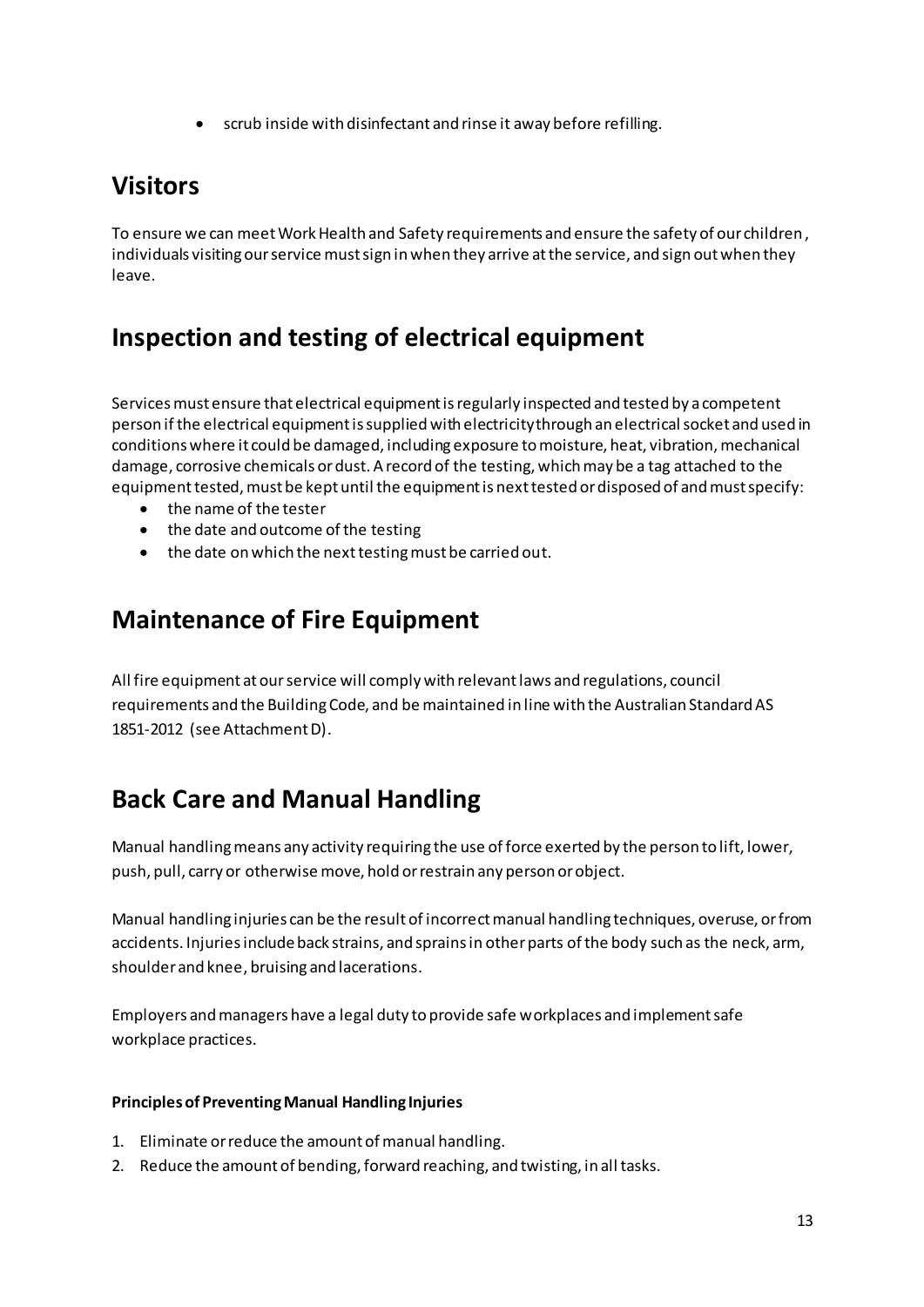- scrub inside with disinfectant and rinse it away before refilling.

## Visitors

To ensure we can meet Work Health and Safety requirements and ensure the safety of our children, individuals visiting our service must sign in when they arrive at the service, and sign out when they leave.

## Inspection and testing of electrical equipment

Services must ensure that electrical equipment is regularly inspected and tested by a competent person if the electrical equipment is supplied with electricity through an electrical socket and used in conditions where it could be damaged, including exposure to moisture, heat, vibration, mechanical damage, corrosive chemicals or dust. A record of the testing, which may be a tag attached to the equipment tested, must be kept until the equipment is next tested or disposed of and must specify:

- the name of the tester
- the date and outcome of the testing
- the date on which the next testing must be carried out.

## Maintenance of Fire Equipment

All fire equipment at our service will comply with relevant laws and regulations, council requirements and the Building Code, and be maintained in line with the Australian Standard AS 1851-2012 (see Attachment D).

## Back Care and Manual Handling

Manual handling means any activity requiring the use of force exerted by the person to lift, lower, push, pull, carry or otherwise move, hold or restrain any person or object.

Manual handling injuries can be the result of incorrect manual handling techniques, overuse, or from accidents. Injuries include back strains, and sprains in other parts of the body such as the neck, arm, shoulder and knee, bruising and lacerations.

Employers and managers have a legal duty to provide safe workplaces and implement safe workplace practices.

**Principles of Preventing Manual Handling Injuries**

1. Eliminate or reduce the amount of manual handling.
2. Reduce the amount of bending, forward reaching, and twisting, in all tasks.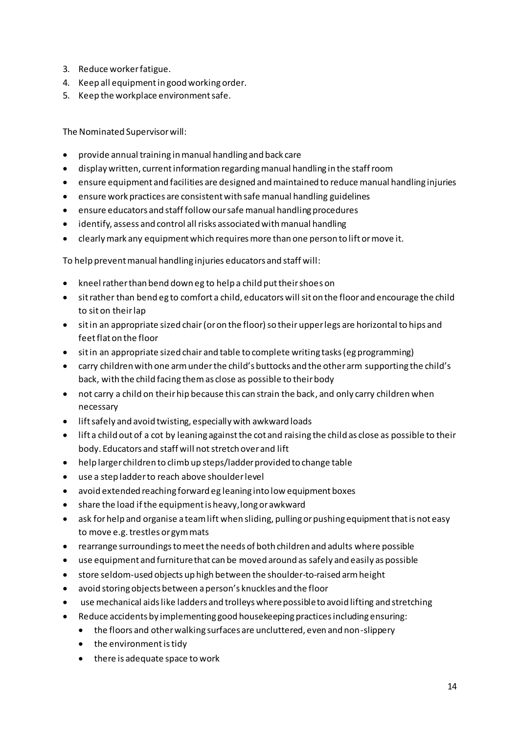3. Reduce worker fatigue.
4. Keep all equipment in good working order.
5. Keep the workplace environment safe.

The Nominated Supervisor will:

- provide annual training in manual handling and back care
- display written, current information regarding manual handling in the staff room
- ensure equipment and facilities are designed and maintained to reduce manual handling injuries
- ensure work practices are consistent with safe manual handling guidelines
- ensure educators and staff follow our safe manual handling procedures
- identify, assess and control all risks associated with manual handling
- clearly mark any equipment which requires more than one person to lift or move it.

To help prevent manual handling injuries educators and staff will:

- kneel rather than bend down eg to help a child put their shoes on
- sit rather than bend eg to comfort a child, educators will sit on the floor and encourage the child to sit on their lap
- sit in an appropriate sized chair (or on the floor) so their upper legs are horizontal to hips and feet flat on the floor
- sit in an appropriate sized chair and table to complete writing tasks (eg programming)
- carry children with one arm under the child's buttocks and the other arm supporting the child's back, with the child facing them as close as possible to their body
- not carry a child on their hip because this can strain the back, and only carry children when necessary
- lift safely and avoid twisting, especially with awkward loads
- lift a child out of a cot by leaning against the cot and raising the child as close as possible to their body. Educators and staff will not stretch over and lift
- help larger children to climb up steps/ladder provided to change table
- use a step ladder to reach above shoulder level
- avoid extended reaching forward eg leaning into low equipment boxes
- share the load if the equipment is heavy, long or awkward
- ask for help and organise a team lift when sliding, pulling or pushing equipment that is not easy to move e.g. trestles or gym mats
- rearrange surroundings to meet the needs of both children and adults where possible
- use equipment and furniture that can be moved around as safely and easily as possible
- store seldom-used objects up high between the shoulder-to-raised arm height
- avoid storing objects between a person's knuckles and the floor
- use mechanical aids like ladders and trolleys where possible to avoid lifting and stretching
- Reduce accidents by implementing good housekeeping practices including ensuring:
    - the floors and other walking surfaces are uncluttered, even and non-slippery
    - the environment is tidy
    - there is adequate space to work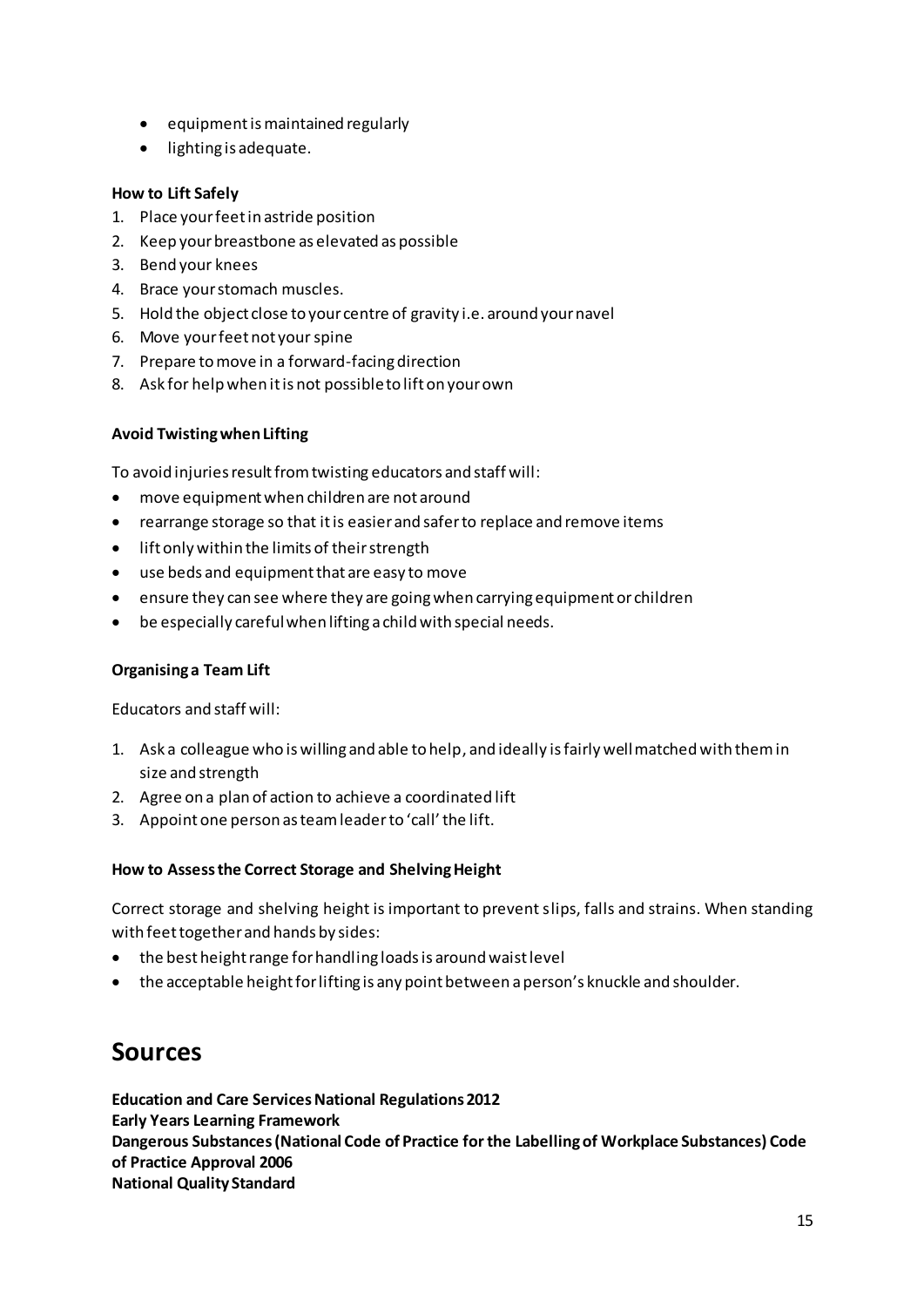- equipment is maintained regularly
- lighting is adequate.

**How to Lift Safely**

1. Place your feet in astride position
2. Keep your breastbone as elevated as possible
3. Bend your knees
4. Brace your stomach muscles.
5. Hold the object close to your centre of gravity i.e. around your navel
6. Move your feet not your spine
7. Prepare to move in a forward-facing direction
8. Ask for help when it is not possible to lift on your own

**Avoid Twisting when Lifting**

To avoid injuries result from twisting educators and staff will:

- move equipment when children are not around
- rearrange storage so that it is easier and safer to replace and remove items
- lift only within the limits of their strength
- use beds and equipment that are easy to move
- ensure they can see where they are going when carrying equipment or children
- be especially careful when lifting a child with special needs.

**Organising a Team Lift**

Educators and staff will:

1. Ask a colleague who is willing and able to help, and ideally is fairly well matched with them in size and strength
2. Agree on a plan of action to achieve a coordinated lift
3. Appoint one person as team leader to 'call' the lift.

**How to Assess the Correct Storage and Shelving Height**

Correct storage and shelving height is important to prevent slips, falls and strains. When standing with feet together and hands by sides:

- the best height range for handling loads is around waist level
- the acceptable height for lifting is any point between a person's knuckle and shoulder.

## Sources

**Education and Care Services National Regulations 2012**
**Early Years Learning Framework**
**Dangerous Substances (National Code of Practice for the Labelling of Workplace Substances) Code of Practice Approval 2006**
**National Quality Standard**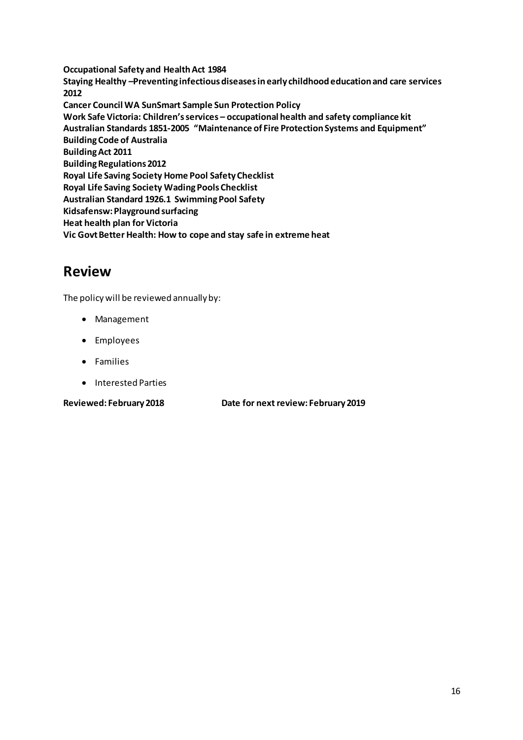**Occupational Safety and Health Act 1984**
**Staying Healthy –Preventing infectious diseases in early childhood education and care services 2012**
**Cancer Council WA SunSmart Sample Sun Protection Policy**
**Work Safe Victoria: Children's services – occupational health and safety compliance kit**
**Australian Standards 1851-2005 "Maintenance of Fire Protection Systems and Equipment"**
**Building Code of Australia**
**Building Act 2011**
**Building Regulations 2012**
**Royal Life Saving Society Home Pool Safety Checklist**
**Royal Life Saving Society Wading Pools Checklist**
**Australian Standard 1926.1 Swimming Pool Safety**
**Kidsafensw: Playground surfacing**
**Heat health plan for Victoria**
**Vic Govt Better Health: How to cope and stay safe in extreme heat**

# Review

The policy will be reviewed annually by:

- Management
- Employees
- Families
- Interested Parties

**Reviewed: February 2018** **Date for next review: February 2019**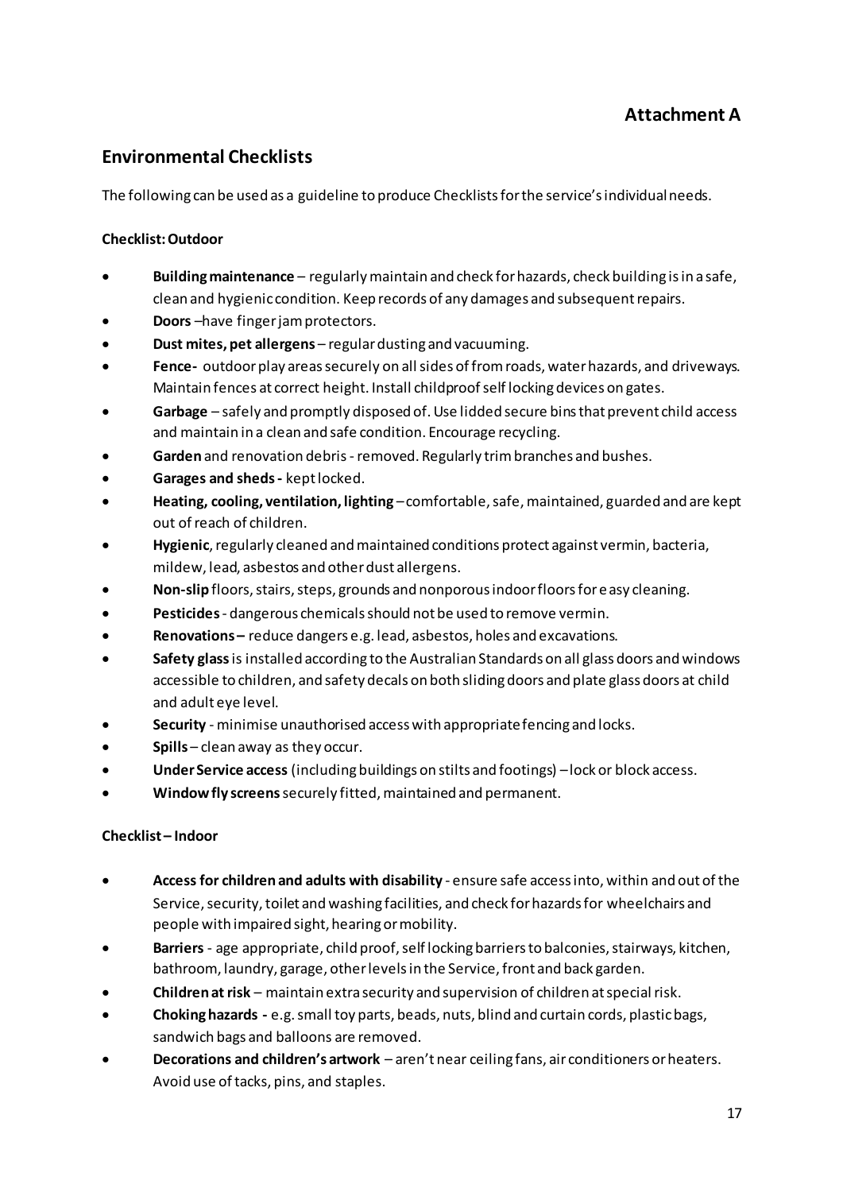# Attachment A

## Environmental Checklists

The following can be used as a guideline to produce Checklists for the service's individual needs.

### Checklist: Outdoor

- **Building maintenance** – regularly maintain and check for hazards, check building is in a safe, clean and hygienic condition. Keep records of any damages and subsequent repairs.
- **Doors** –have finger jam protectors.
- **Dust mites, pet allergens** – regular dusting and vacuuming.
- **Fence-** outdoor play areas securely on all sides of from roads, water hazards, and driveways. Maintain fences at correct height. Install childproof self locking devices on gates.
- **Garbage** – safely and promptly disposed of. Use lidded secure bins that prevent child access and maintain in a clean and safe condition. Encourage recycling.
- **Garden** and renovation debris - removed. Regularly trim branches and bushes.
- **Garages and sheds -** kept locked.
- **Heating, cooling, ventilation, lighting** – comfortable, safe, maintained, guarded and are kept out of reach of children.
- **Hygienic**, regularly cleaned and maintained conditions protect against vermin, bacteria, mildew, lead, asbestos and other dust allergens.
- **Non-slip** floors, stairs, steps, grounds and nonporous indoor floors for easy cleaning.
- **Pesticides** - dangerous chemicals should not be used to remove vermin.
- **Renovations –** reduce dangers e.g. lead, asbestos, holes and excavations.
- **Safety glass** is installed according to the Australian Standards on all glass doors and windows accessible to children, and safety decals on both sliding doors and plate glass doors at child and adult eye level.
- **Security** - minimise unauthorised access with appropriate fencing and locks.
- **Spills** – clean away as they occur.
- **Under Service access** (including buildings on stilts and footings) – lock or block access.
- **Window fly screens** securely fitted, maintained and permanent.

### Checklist – Indoor

- **Access for children and adults with disability** - ensure safe access into, within and out of the Service, security, toilet and washing facilities, and check for hazards for wheelchairs and people with impaired sight, hearing or mobility.
- **Barriers** - age appropriate, child proof, self locking barriers to balconies, stairways, kitchen, bathroom, laundry, garage, other levels in the Service, front and back garden.
- **Children at risk** – maintain extra security and supervision of children at special risk.
- **Choking hazards -** e.g. small toy parts, beads, nuts, blind and curtain cords, plastic bags, sandwich bags and balloons are removed.
- **Decorations and children's artwork** – aren't near ceiling fans, air conditioners or heaters. Avoid use of tacks, pins, and staples.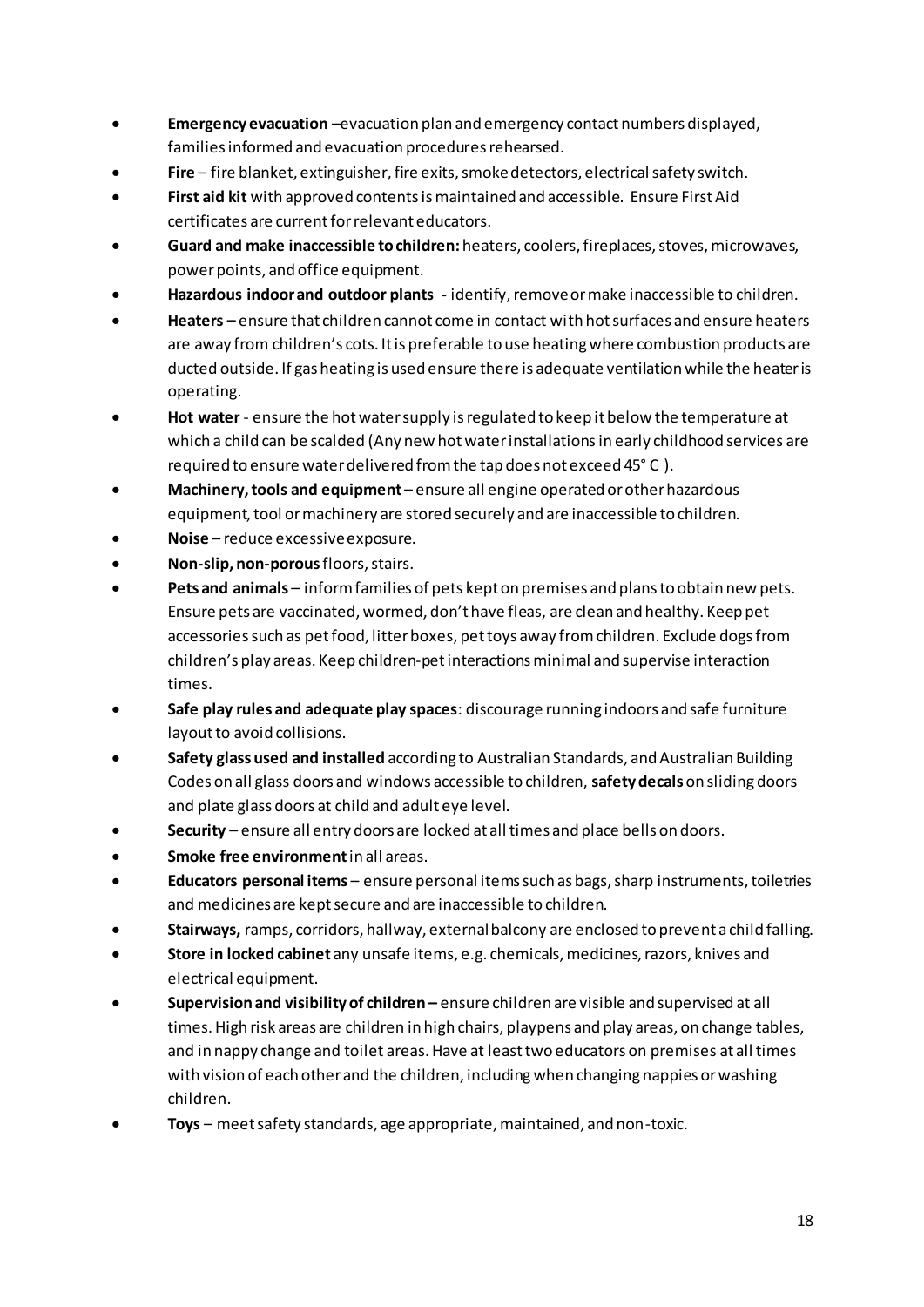- **Emergency evacuation** –evacuation plan and emergency contact numbers displayed, families informed and evacuation procedures rehearsed.
- **Fire** – fire blanket, extinguisher, fire exits, smoke detectors, electrical safety switch.
- **First aid kit** with approved contents is maintained and accessible. Ensure First Aid certificates are current for relevant educators.
- **Guard and make inaccessible to children:** heaters, coolers, fireplaces, stoves, microwaves, power points, and office equipment.
- **Hazardous indoor and outdoor plants -** identify, remove or make inaccessible to children.
- **Heaters –** ensure that children cannot come in contact with hot surfaces and ensure heaters are away from children's cots. It is preferable to use heating where combustion products are ducted outside. If gas heating is used ensure there is adequate ventilation while the heater is operating.
- **Hot water** - ensure the hot water supply is regulated to keep it below the temperature at which a child can be scalded (Any new hot water installations in early childhood services are required to ensure water delivered from the tap does not exceed 45° C ).
- **Machinery, tools and equipment** – ensure all engine operated or other hazardous equipment, tool or machinery are stored securely and are inaccessible to children.
- **Noise** – reduce excessive exposure.
- **Non-slip, non-porous** floors, stairs.
- **Pets and animals** – inform families of pets kept on premises and plans to obtain new pets. Ensure pets are vaccinated, wormed, don't have fleas, are clean and healthy. Keep pet accessories such as pet food, litter boxes, pet toys away from children. Exclude dogs from children's play areas. Keep children-pet interactions minimal and supervise interaction times.
- **Safe play rules and adequate play spaces**: discourage running indoors and safe furniture layout to avoid collisions.
- **Safety glass used and installed** according to Australian Standards, and Australian Building Codes on all glass doors and windows accessible to children, **safety decals** on sliding doors and plate glass doors at child and adult eye level.
- **Security** – ensure all entry doors are locked at all times and place bells on doors.
- **Smoke free environment** in all areas.
- **Educators personal items** – ensure personal items such as bags, sharp instruments, toiletries and medicines are kept secure and are inaccessible to children.
- **Stairways,** ramps, corridors, hallway, external balcony are enclosed to prevent a child falling.
- **Store in locked cabinet** any unsafe items, e.g. chemicals, medicines, razors, knives and electrical equipment.
- **Supervision and visibility of children –** ensure children are visible and supervised at all times. High risk areas are children in high chairs, playpens and play areas, on change tables, and in nappy change and toilet areas. Have at least two educators on premises at all times with vision of each other and the children, including when changing nappies or washing children.
- **Toys** – meet safety standards, age appropriate, maintained, and non-toxic.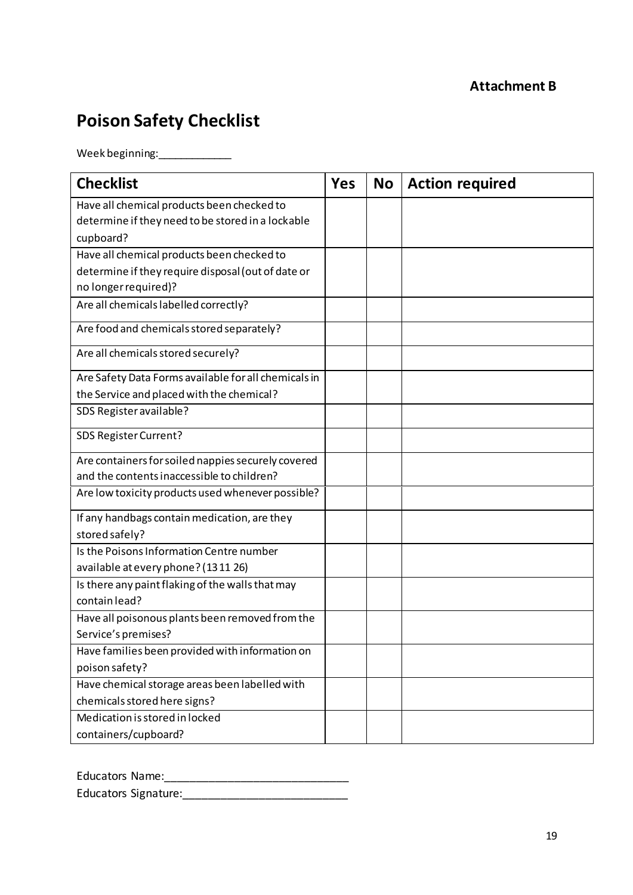**Attachment B**

# Poison Safety Checklist

Week beginning:____________

| Checklist | Yes | No | Action required |
|---|---|---|---|
| Have all chemical products been checked to determine if they need to be stored in a lockable cupboard? | | | |
| Have all chemical products been checked to determine if they require disposal (out of date or no longer required)? | | | |
| Are all chemicals labelled correctly? | | | |
| Are food and chemicals stored separately? | | | |
| Are all chemicals stored securely? | | | |
| Are Safety Data Forms available for all chemicals in the Service and placed with the chemical? | | | |
| SDS Register available? | | | |
| SDS Register Current? | | | |
| Are containers for soiled nappies securely covered and the contents inaccessible to children? | | | |
| Are low toxicity products used whenever possible? | | | |
| If any handbags contain medication, are they stored safely? | | | |
| Is the Poisons Information Centre number available at every phone? (13 11 26) | | | |
| Is there any paint flaking of the walls that may contain lead? | | | |
| Have all poisonous plants been removed from the Service's premises? | | | |
| Have families been provided with information on poison safety? | | | |
| Have chemical storage areas been labelled with chemicals stored here signs? | | | |
| Medication is stored in locked containers/cupboard? | | | |

Educators Name:_____________________________

Educators Signature:__________________________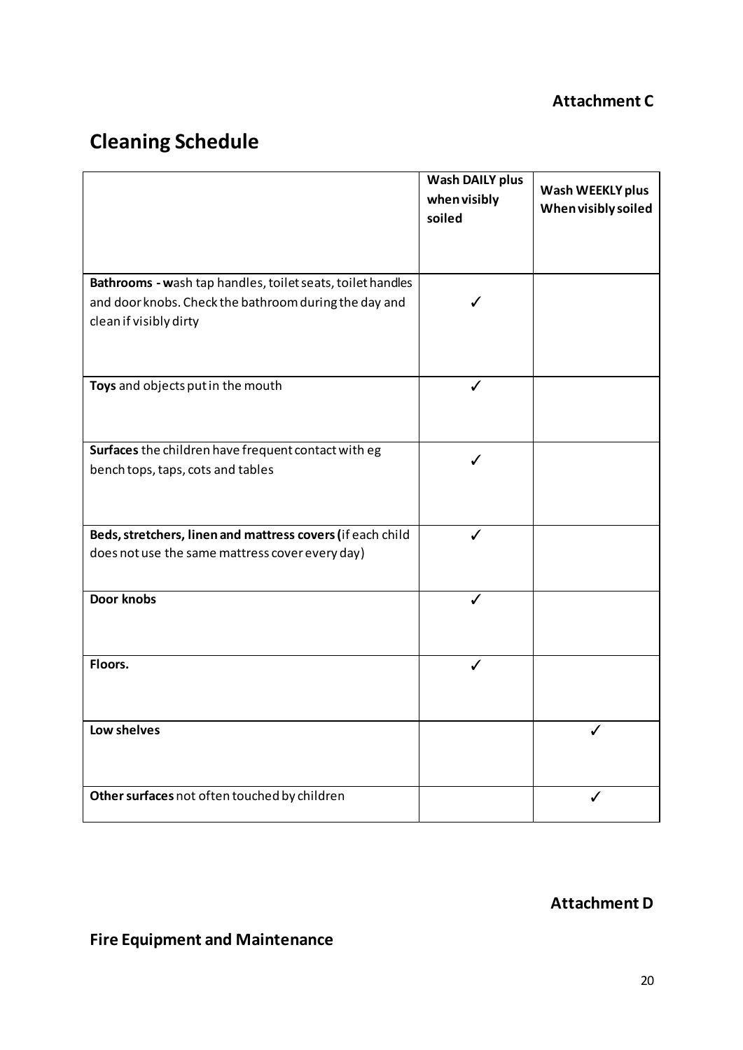**Attachment C**

# Cleaning Schedule

| | **Wash DAILY plus when visibly soiled** | **Wash WEEKLY plus When visibly soiled** |
|---|---|---|
| **Bathrooms - w**ash tap handles, toilet seats, toilet handles and door knobs. Check the bathroom during the day and clean if visibly dirty | ✓ | |
| **Toys** and objects put in the mouth | ✓ | |
| **Surfaces** the children have frequent contact with eg bench tops, taps, cots and tables | ✓ | |
| **Beds, stretchers, linen and mattress covers (**if each child does not use the same mattress cover every day) | ✓ | |
| **Door knobs** | ✓ | |
| **Floors.** | ✓ | |
| **Low shelves** | | ✓ |
| **Other surfaces** not often touched by children | | ✓ |

**Attachment D**

## Fire Equipment and Maintenance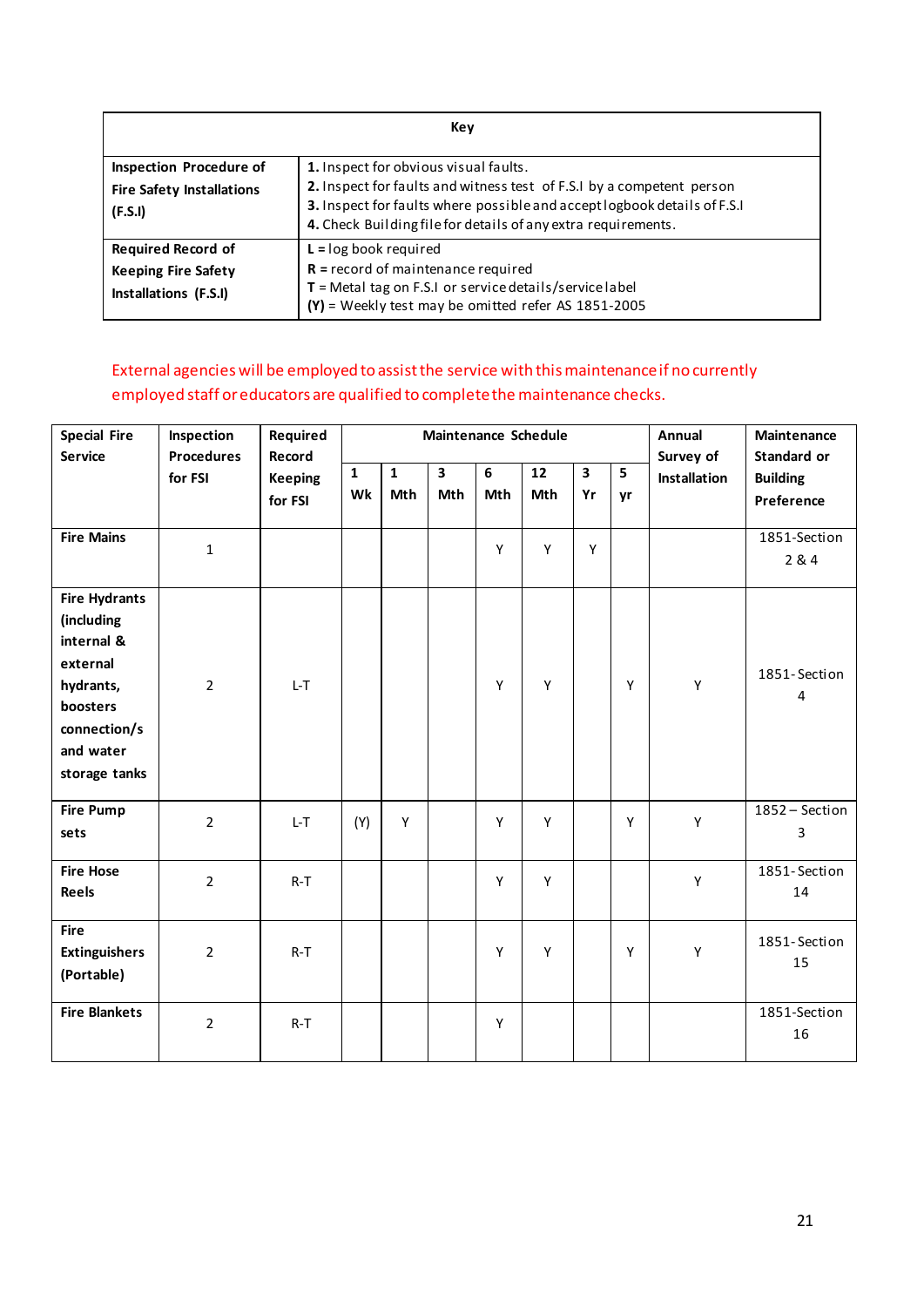| Key | |
|---|---|
| **Inspection Procedure of Fire Safety Installations (F.S.I)** | **1.** Inspect for obvious visual faults.<br>**2.** Inspect for faults and witness test of F.S.I by a competent person<br>**3.** Inspect for faults where possible and accept logbook details of F.S.I<br>**4.** Check Building file for details of any extra requirements. |
| **Required Record of Keeping Fire Safety Installations (F.S.I)** | **L** = log book required<br>**R** = record of maintenance required<br>**T** = Metal tag on F.S.I or service details/service label<br>**(Y)** = Weekly test may be omitted refer AS 1851-2005 |

External agencies will be employed to assist the service with this maintenance if no currently employed staff or educators are qualified to complete the maintenance checks.

| Special Fire Service | Inspection Procedures for FSI | Required Record Keeping for FSI | Maintenance Schedule | | | | | | | Annual Survey of Installation | Maintenance Standard or Building Preference |
|---|---|---|---|---|---|---|---|---|---|---|---|
| | | | 1 Wk | 1 Mth | 3 Mth | 6 Mth | 12 Mth | 3 Yr | 5 yr | | |
| **Fire Mains** | 1 | | | | | Y | Y | Y | | | 1851-Section 2 & 4 |
| **Fire Hydrants (including internal & external hydrants, boosters connection/s and water storage tanks** | 2 | L-T | | | | Y | Y | | Y | Y | 1851-Section 4 |
| **Fire Pump sets** | 2 | L-T | (Y) | Y | | Y | Y | | Y | Y | 1852 – Section 3 |
| **Fire Hose Reels** | 2 | R-T | | | | Y | Y | | | Y | 1851-Section 14 |
| **Fire Extinguishers (Portable)** | 2 | R-T | | | | Y | Y | | Y | Y | 1851-Section 15 |
| **Fire Blankets** | 2 | R-T | | | | Y | | | | | 1851-Section 16 |